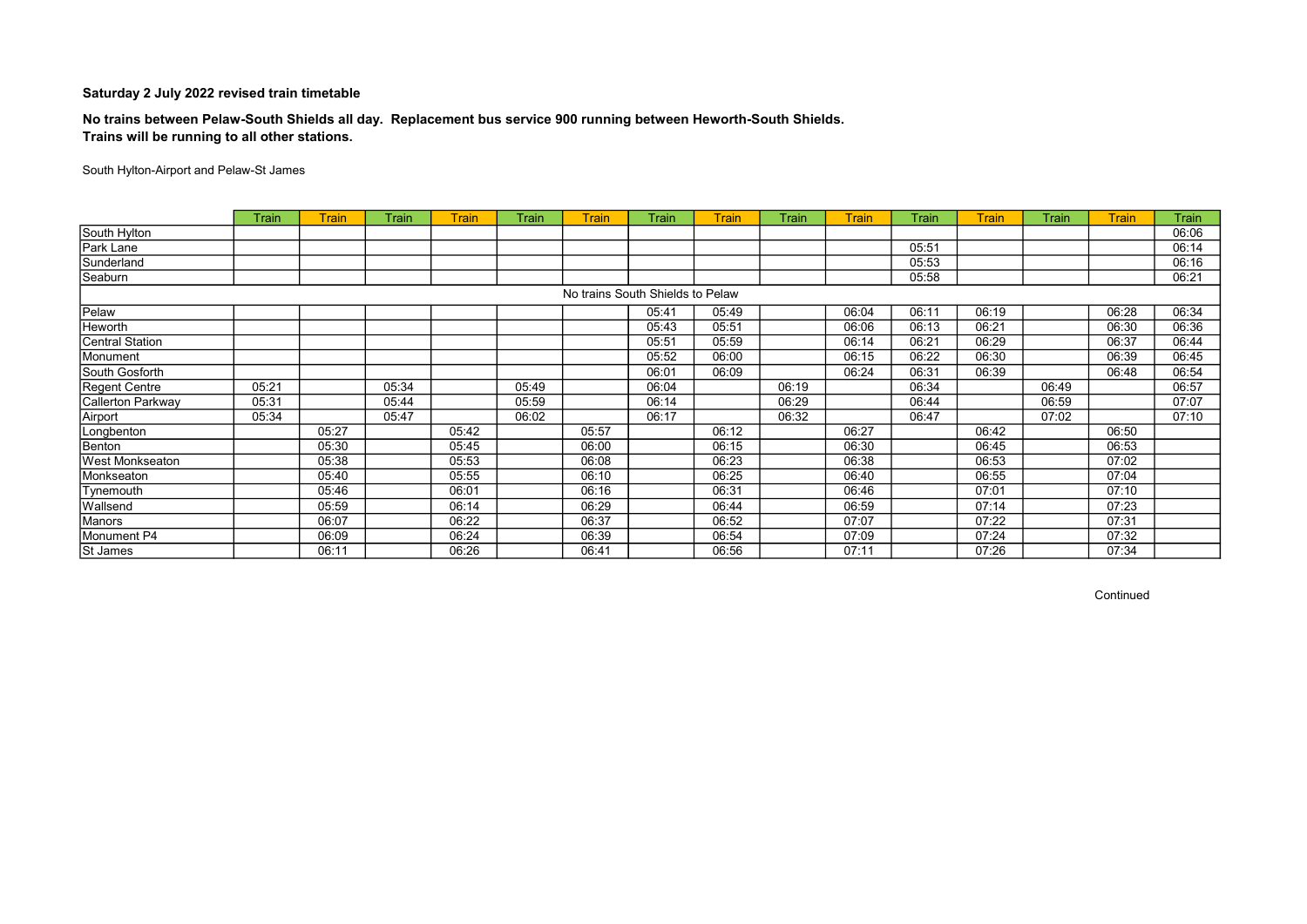### Saturday 2 July 2022 revised train timetable

**No trains between Pelaw-South Shields all day. Replacement bus service 900 running between Heworth-South Shields.**
**Trains will be running to all other stations.**

South Hylton-Airport and Pelaw-St James

| | Train | Train | Train | Train | Train | Train | Train | Train | Train | Train | Train | Train | Train | Train | Train |
|---|---|---|---|---|---|---|---|---|---|---|---|---|---|---|---|
| South Hylton | | | | | | | | | | | | | | | 06:06 |
| Park Lane | | | | | | | | | | | 05:51 | | | | 06:14 |
| Sunderland | | | | | | | | | | | 05:53 | | | | 06:16 |
| Seaburn | | | | | | | | | | | 05:58 | | | | 06:21 |
| No trains South Shields to Pelaw | | | | | | | | | | | | | | | |
| Pelaw | | | | | | | 05:41 | 05:49 | | 06:04 | 06:11 | 06:19 | | 06:28 | 06:34 |
| Heworth | | | | | | | 05:43 | 05:51 | | 06:06 | 06:13 | 06:21 | | 06:30 | 06:36 |
| Central Station | | | | | | | 05:51 | 05:59 | | 06:14 | 06:21 | 06:29 | | 06:37 | 06:44 |
| Monument | | | | | | | 05:52 | 06:00 | | 06:15 | 06:22 | 06:30 | | 06:39 | 06:45 |
| South Gosforth | | | | | | | 06:01 | 06:09 | | 06:24 | 06:31 | 06:39 | | 06:48 | 06:54 |
| Regent Centre | 05:21 | | 05:34 | | 05:49 | | 06:04 | | 06:19 | | 06:34 | | 06:49 | | 06:57 |
| Callerton Parkway | 05:31 | | 05:44 | | 05:59 | | 06:14 | | 06:29 | | 06:44 | | 06:59 | | 07:07 |
| Airport | 05:34 | | 05:47 | | 06:02 | | 06:17 | | 06:32 | | 06:47 | | 07:02 | | 07:10 |
| Longbenton | | 05:27 | | 05:42 | | 05:57 | | 06:12 | | 06:27 | | 06:42 | | 06:50 | |
| Benton | | 05:30 | | 05:45 | | 06:00 | | 06:15 | | 06:30 | | 06:45 | | 06:53 | |
| West Monkseaton | | 05:38 | | 05:53 | | 06:08 | | 06:23 | | 06:38 | | 06:53 | | 07:02 | |
| Monkseaton | | 05:40 | | 05:55 | | 06:10 | | 06:25 | | 06:40 | | 06:55 | | 07:04 | |
| Tynemouth | | 05:46 | | 06:01 | | 06:16 | | 06:31 | | 06:46 | | 07:01 | | 07:10 | |
| Wallsend | | 05:59 | | 06:14 | | 06:29 | | 06:44 | | 06:59 | | 07:14 | | 07:23 | |
| Manors | | 06:07 | | 06:22 | | 06:37 | | 06:52 | | 07:07 | | 07:22 | | 07:31 | |
| Monument P4 | | 06:09 | | 06:24 | | 06:39 | | 06:54 | | 07:09 | | 07:24 | | 07:32 | |
| St James | | 06:11 | | 06:26 | | 06:41 | | 06:56 | | 07:11 | | 07:26 | | 07:34 | |

Continued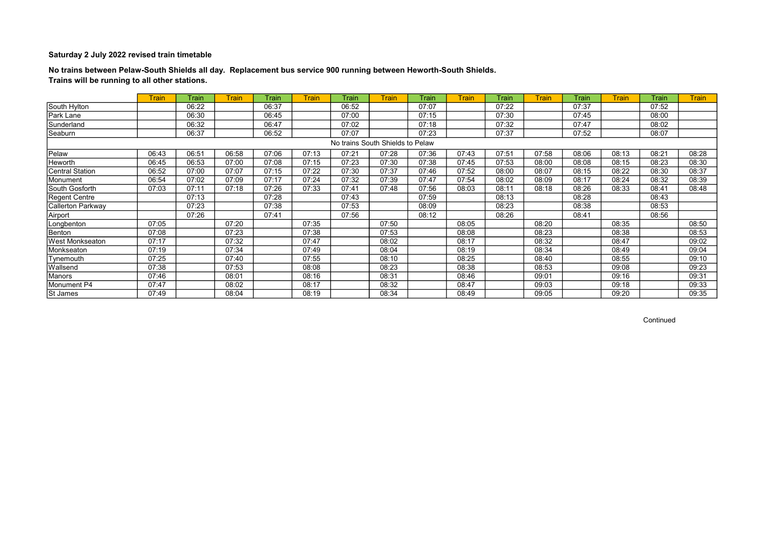## Saturday 2 July 2022 revised train timetable

**No trains between Pelaw-South Shields all day. Replacement bus service 900 running between Heworth-South Shields.**
**Trains will be running to all other stations.**

| | Train | Train | Train | Train | Train | Train | Train | Train | Train | Train | Train | Train | Train | Train | Train |
|---|---|---|---|---|---|---|---|---|---|---|---|---|---|---|---|
| South Hylton | | 06:22 | | 06:37 | | 06:52 | | 07:07 | | 07:22 | | 07:37 | | 07:52 | |
| Park Lane | | 06:30 | | 06:45 | | 07:00 | | 07:15 | | 07:30 | | 07:45 | | 08:00 | |
| Sunderland | | 06:32 | | 06:47 | | 07:02 | | 07:18 | | 07:32 | | 07:47 | | 08:02 | |
| Seaburn | | 06:37 | | 06:52 | | 07:07 | | 07:23 | | 07:37 | | 07:52 | | 08:07 | |
| No trains South Shields to Pelaw | | | | | | | | | | | | | | | |
| Pelaw | 06:43 | 06:51 | 06:58 | 07:06 | 07:13 | 07:21 | 07:28 | 07:36 | 07:43 | 07:51 | 07:58 | 08:06 | 08:13 | 08:21 | 08:28 |
| Heworth | 06:45 | 06:53 | 07:00 | 07:08 | 07:15 | 07:23 | 07:30 | 07:38 | 07:45 | 07:53 | 08:00 | 08:08 | 08:15 | 08:23 | 08:30 |
| Central Station | 06:52 | 07:00 | 07:07 | 07:15 | 07:22 | 07:30 | 07:37 | 07:46 | 07:52 | 08:00 | 08:07 | 08:15 | 08:22 | 08:30 | 08:37 |
| Monument | 06:54 | 07:02 | 07:09 | 07:17 | 07:24 | 07:32 | 07:39 | 07:47 | 07:54 | 08:02 | 08:09 | 08:17 | 08:24 | 08:32 | 08:39 |
| South Gosforth | 07:03 | 07:11 | 07:18 | 07:26 | 07:33 | 07:41 | 07:48 | 07:56 | 08:03 | 08:11 | 08:18 | 08:26 | 08:33 | 08:41 | 08:48 |
| Regent Centre | | 07:13 | | 07:28 | | 07:43 | | 07:59 | | 08:13 | | 08:28 | | 08:43 | |
| Callerton Parkway | | 07:23 | | 07:38 | | 07:53 | | 08:09 | | 08:23 | | 08:38 | | 08:53 | |
| Airport | | 07:26 | | 07:41 | | 07:56 | | 08:12 | | 08:26 | | 08:41 | | 08:56 | |
| Longbenton | 07:05 | | 07:20 | | 07:35 | | 07:50 | | 08:05 | | 08:20 | | 08:35 | | 08:50 |
| Benton | 07:08 | | 07:23 | | 07:38 | | 07:53 | | 08:08 | | 08:23 | | 08:38 | | 08:53 |
| West Monkseaton | 07:17 | | 07:32 | | 07:47 | | 08:02 | | 08:17 | | 08:32 | | 08:47 | | 09:02 |
| Monkseaton | 07:19 | | 07:34 | | 07:49 | | 08:04 | | 08:19 | | 08:34 | | 08:49 | | 09:04 |
| Tynemouth | 07:25 | | 07:40 | | 07:55 | | 08:10 | | 08:25 | | 08:40 | | 08:55 | | 09:10 |
| Wallsend | 07:38 | | 07:53 | | 08:08 | | 08:23 | | 08:38 | | 08:53 | | 09:08 | | 09:23 |
| Manors | 07:46 | | 08:01 | | 08:16 | | 08:31 | | 08:46 | | 09:01 | | 09:16 | | 09:31 |
| Monument P4 | 07:47 | | 08:02 | | 08:17 | | 08:32 | | 08:47 | | 09:03 | | 09:18 | | 09:33 |
| St James | 07:49 | | 08:04 | | 08:19 | | 08:34 | | 08:49 | | 09:05 | | 09:20 | | 09:35 |

Continued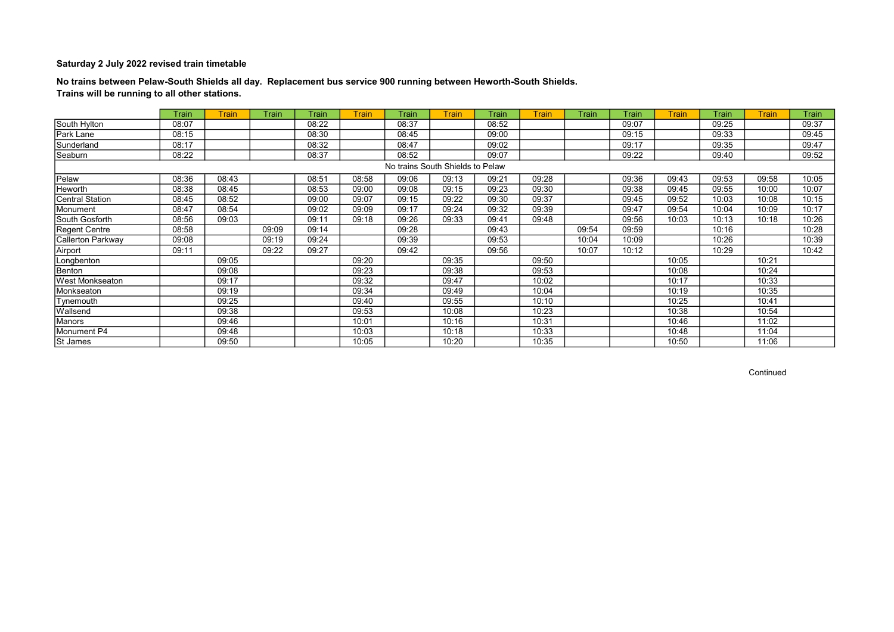**Saturday 2 July 2022 revised train timetable**

**No trains between Pelaw-South Shields all day. Replacement bus service 900 running between Heworth-South Shields.**
**Trains will be running to all other stations.**

| | Train | Train | Train | Train | Train | Train | Train | Train | Train | Train | Train | Train | Train | Train | Train |
|---|---|---|---|---|---|---|---|---|---|---|---|---|---|---|---|
| South Hylton | 08:07 | | | 08:22 | | 08:37 | | 08:52 | | | 09:07 | | 09:25 | | 09:37 |
| Park Lane | 08:15 | | | 08:30 | | 08:45 | | 09:00 | | | 09:15 | | 09:33 | | 09:45 |
| Sunderland | 08:17 | | | 08:32 | | 08:47 | | 09:02 | | | 09:17 | | 09:35 | | 09:47 |
| Seaburn | 08:22 | | | 08:37 | | 08:52 | | 09:07 | | | 09:22 | | 09:40 | | 09:52 |
| No trains South Shields to Pelaw | | | | | | | | | | | | | | | |
| Pelaw | 08:36 | 08:43 | | 08:51 | 08:58 | 09:06 | 09:13 | 09:21 | 09:28 | | 09:36 | 09:43 | 09:53 | 09:58 | 10:05 |
| Heworth | 08:38 | 08:45 | | 08:53 | 09:00 | 09:08 | 09:15 | 09:23 | 09:30 | | 09:38 | 09:45 | 09:55 | 10:00 | 10:07 |
| Central Station | 08:45 | 08:52 | | 09:00 | 09:07 | 09:15 | 09:22 | 09:30 | 09:37 | | 09:45 | 09:52 | 10:03 | 10:08 | 10:15 |
| Monument | 08:47 | 08:54 | | 09:02 | 09:09 | 09:17 | 09:24 | 09:32 | 09:39 | | 09:47 | 09:54 | 10:04 | 10:09 | 10:17 |
| South Gosforth | 08:56 | 09:03 | | 09:11 | 09:18 | 09:26 | 09:33 | 09:41 | 09:48 | | 09:56 | 10:03 | 10:13 | 10:18 | 10:26 |
| Regent Centre | 08:58 | | 09:09 | 09:14 | | 09:28 | | 09:43 | | 09:54 | 09:59 | | 10:16 | | 10:28 |
| Callerton Parkway | 09:08 | | 09:19 | 09:24 | | 09:39 | | 09:53 | | 10:04 | 10:09 | | 10:26 | | 10:39 |
| Airport | 09:11 | | 09:22 | 09:27 | | 09:42 | | 09:56 | | 10:07 | 10:12 | | 10:29 | | 10:42 |
| Longbenton | | 09:05 | | | 09:20 | | 09:35 | | 09:50 | | | 10:05 | | 10:21 | |
| Benton | | 09:08 | | | 09:23 | | 09:38 | | 09:53 | | | 10:08 | | 10:24 | |
| West Monkseaton | | 09:17 | | | 09:32 | | 09:47 | | 10:02 | | | 10:17 | | 10:33 | |
| Monkseaton | | 09:19 | | | 09:34 | | 09:49 | | 10:04 | | | 10:19 | | 10:35 | |
| Tynemouth | | 09:25 | | | 09:40 | | 09:55 | | 10:10 | | | 10:25 | | 10:41 | |
| Wallsend | | 09:38 | | | 09:53 | | 10:08 | | 10:23 | | | 10:38 | | 10:54 | |
| Manors | | 09:46 | | | 10:01 | | 10:16 | | 10:31 | | | 10:46 | | 11:02 | |
| Monument P4 | | 09:48 | | | 10:03 | | 10:18 | | 10:33 | | | 10:48 | | 11:04 | |
| St James | | 09:50 | | | 10:05 | | 10:20 | | 10:35 | | | 10:50 | | 11:06 | |

Continued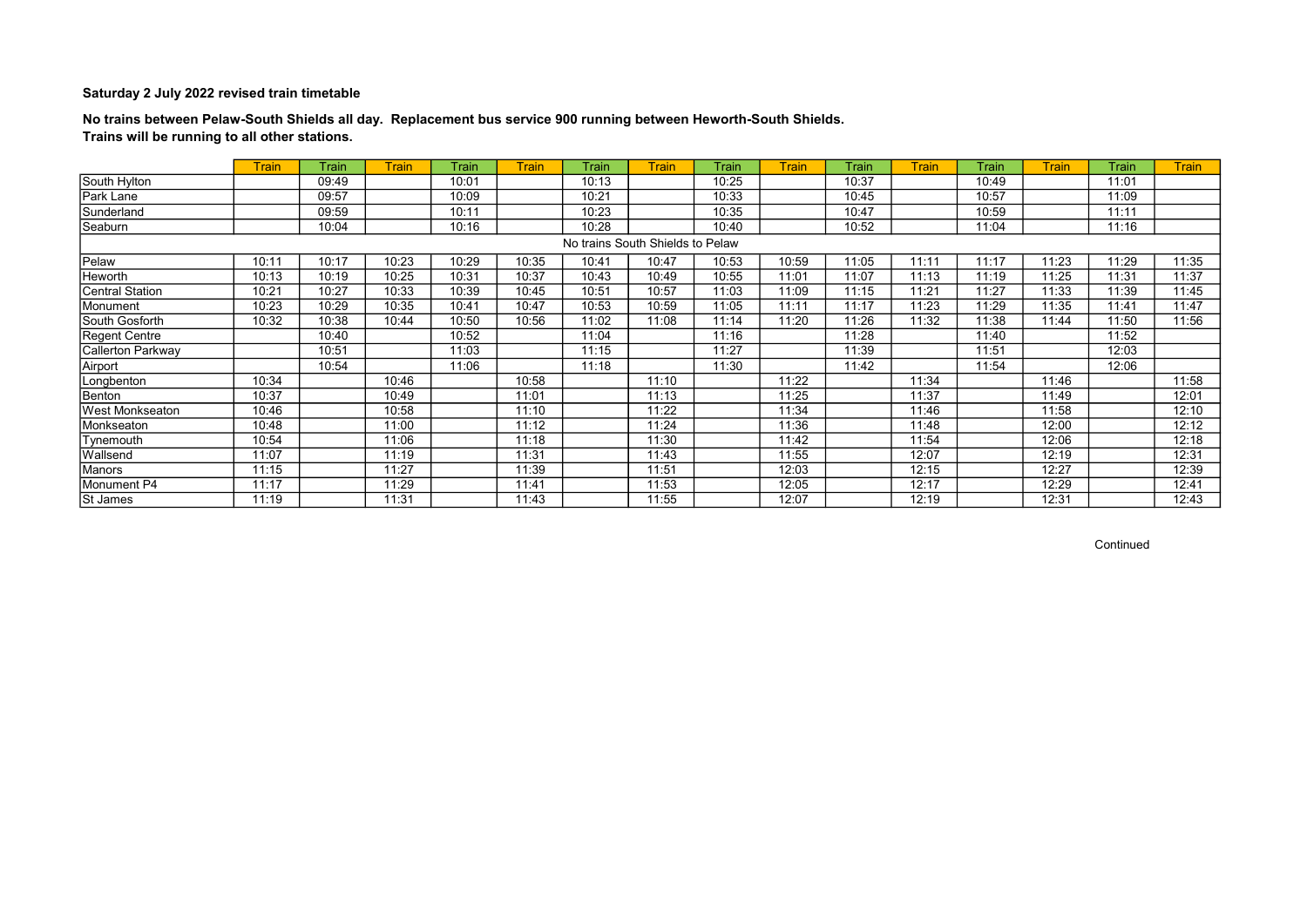**Saturday 2 July 2022 revised train timetable**

**No trains between Pelaw-South Shields all day. Replacement bus service 900 running between Heworth-South Shields.**
**Trains will be running to all other stations.**

| | Train | Train | Train | Train | Train | Train | Train | Train | Train | Train | Train | Train | Train | Train | Train |
|---|---|---|---|---|---|---|---|---|---|---|---|---|---|---|---|
| South Hylton | | 09:49 | | 10:01 | | 10:13 | | 10:25 | | 10:37 | | 10:49 | | 11:01 | |
| Park Lane | | 09:57 | | 10:09 | | 10:21 | | 10:33 | | 10:45 | | 10:57 | | 11:09 | |
| Sunderland | | 09:59 | | 10:11 | | 10:23 | | 10:35 | | 10:47 | | 10:59 | | 11:11 | |
| Seaburn | | 10:04 | | 10:16 | | 10:28 | | 10:40 | | 10:52 | | 11:04 | | 11:16 | |
| No trains South Shields to Pelaw | | | | | | | | | | | | | | | |
| Pelaw | 10:11 | 10:17 | 10:23 | 10:29 | 10:35 | 10:41 | 10:47 | 10:53 | 10:59 | 11:05 | 11:11 | 11:17 | 11:23 | 11:29 | 11:35 |
| Heworth | 10:13 | 10:19 | 10:25 | 10:31 | 10:37 | 10:43 | 10:49 | 10:55 | 11:01 | 11:07 | 11:13 | 11:19 | 11:25 | 11:31 | 11:37 |
| Central Station | 10:21 | 10:27 | 10:33 | 10:39 | 10:45 | 10:51 | 10:57 | 11:03 | 11:09 | 11:15 | 11:21 | 11:27 | 11:33 | 11:39 | 11:45 |
| Monument | 10:23 | 10:29 | 10:35 | 10:41 | 10:47 | 10:53 | 10:59 | 11:05 | 11:11 | 11:17 | 11:23 | 11:29 | 11:35 | 11:41 | 11:47 |
| South Gosforth | 10:32 | 10:38 | 10:44 | 10:50 | 10:56 | 11:02 | 11:08 | 11:14 | 11:20 | 11:26 | 11:32 | 11:38 | 11:44 | 11:50 | 11:56 |
| Regent Centre | | 10:40 | | 10:52 | | 11:04 | | 11:16 | | 11:28 | | 11:40 | | 11:52 | |
| Callerton Parkway | | 10:51 | | 11:03 | | 11:15 | | 11:27 | | 11:39 | | 11:51 | | 12:03 | |
| Airport | | 10:54 | | 11:06 | | 11:18 | | 11:30 | | 11:42 | | 11:54 | | 12:06 | |
| Longbenton | 10:34 | | 10:46 | | 10:58 | | 11:10 | | 11:22 | | 11:34 | | 11:46 | | 11:58 |
| Benton | 10:37 | | 10:49 | | 11:01 | | 11:13 | | 11:25 | | 11:37 | | 11:49 | | 12:01 |
| West Monkseaton | 10:46 | | 10:58 | | 11:10 | | 11:22 | | 11:34 | | 11:46 | | 11:58 | | 12:10 |
| Monkseaton | 10:48 | | 11:00 | | 11:12 | | 11:24 | | 11:36 | | 11:48 | | 12:00 | | 12:12 |
| Tynemouth | 10:54 | | 11:06 | | 11:18 | | 11:30 | | 11:42 | | 11:54 | | 12:06 | | 12:18 |
| Wallsend | 11:07 | | 11:19 | | 11:31 | | 11:43 | | 11:55 | | 12:07 | | 12:19 | | 12:31 |
| Manors | 11:15 | | 11:27 | | 11:39 | | 11:51 | | 12:03 | | 12:15 | | 12:27 | | 12:39 |
| Monument P4 | 11:17 | | 11:29 | | 11:41 | | 11:53 | | 12:05 | | 12:17 | | 12:29 | | 12:41 |
| St James | 11:19 | | 11:31 | | 11:43 | | 11:55 | | 12:07 | | 12:19 | | 12:31 | | 12:43 |

Continued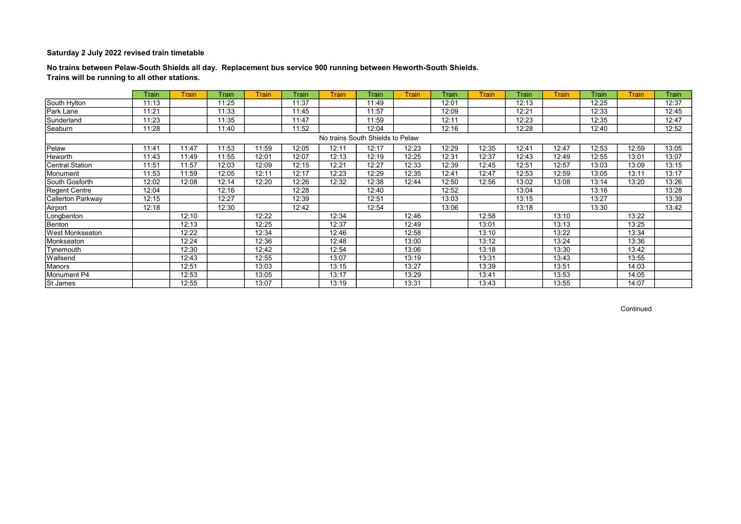**Saturday 2 July 2022 revised train timetable**

**No trains between Pelaw-South Shields all day. Replacement bus service 900 running between Heworth-South Shields.**
**Trains will be running to all other stations.**

| | Train | Train | Train | Train | Train | Train | Train | Train | Train | Train | Train | Train | Train | Train | Train |
|---|---|---|---|---|---|---|---|---|---|---|---|---|---|---|---|
| South Hylton | 11:13 | | 11:25 | | 11:37 | | 11:49 | | 12:01 | | 12:13 | | 12:25 | | 12:37 |
| Park Lane | 11:21 | | 11:33 | | 11:45 | | 11:57 | | 12:09 | | 12:21 | | 12:33 | | 12:45 |
| Sunderland | 11:23 | | 11:35 | | 11:47 | | 11:59 | | 12:11 | | 12:23 | | 12:35 | | 12:47 |
| Seaburn | 11:28 | | 11:40 | | 11:52 | | 12:04 | | 12:16 | | 12:28 | | 12:40 | | 12:52 |
| No trains South Shields to Pelaw | | | | | | | | | | | | | | | |
| Pelaw | 11:41 | 11:47 | 11:53 | 11:59 | 12:05 | 12:11 | 12:17 | 12:23 | 12:29 | 12:35 | 12:41 | 12:47 | 12:53 | 12:59 | 13:05 |
| Heworth | 11:43 | 11:49 | 11:55 | 12:01 | 12:07 | 12:13 | 12:19 | 12:25 | 12:31 | 12:37 | 12:43 | 12:49 | 12:55 | 13:01 | 13:07 |
| Central Station | 11:51 | 11:57 | 12:03 | 12:09 | 12:15 | 12:21 | 12:27 | 12:33 | 12:39 | 12:45 | 12:51 | 12:57 | 13:03 | 13:09 | 13:15 |
| Monument | 11:53 | 11:59 | 12:05 | 12:11 | 12:17 | 12:23 | 12:29 | 12:35 | 12:41 | 12:47 | 12:53 | 12:59 | 13:05 | 13:11 | 13:17 |
| South Gosforth | 12:02 | 12:08 | 12:14 | 12:20 | 12:26 | 12:32 | 12:38 | 12:44 | 12:50 | 12:56 | 13:02 | 13:08 | 13:14 | 13:20 | 13:26 |
| Regent Centre | 12:04 | | 12:16 | | 12:28 | | 12:40 | | 12:52 | | 13:04 | | 13:16 | | 13:28 |
| Callerton Parkway | 12:15 | | 12:27 | | 12:39 | | 12:51 | | 13:03 | | 13:15 | | 13:27 | | 13:39 |
| Airport | 12:18 | | 12:30 | | 12:42 | | 12:54 | | 13:06 | | 13:18 | | 13:30 | | 13:42 |
| Longbenton | | 12:10 | | 12:22 | | 12:34 | | 12:46 | | 12:58 | | 13:10 | | 13:22 | |
| Benton | | 12:13 | | 12:25 | | 12:37 | | 12:49 | | 13:01 | | 13:13 | | 13:25 | |
| West Monkseaton | | 12:22 | | 12:34 | | 12:46 | | 12:58 | | 13:10 | | 13:22 | | 13:34 | |
| Monkseaton | | 12:24 | | 12:36 | | 12:48 | | 13:00 | | 13:12 | | 13:24 | | 13:36 | |
| Tynemouth | | 12:30 | | 12:42 | | 12:54 | | 13:06 | | 13:18 | | 13:30 | | 13:42 | |
| Wallsend | | 12:43 | | 12:55 | | 13:07 | | 13:19 | | 13:31 | | 13:43 | | 13:55 | |
| Manors | | 12:51 | | 13:03 | | 13:15 | | 13:27 | | 13:39 | | 13:51 | | 14:03 | |
| Monument P4 | | 12:53 | | 13:05 | | 13:17 | | 13:29 | | 13:41 | | 13:53 | | 14:05 | |
| St James | | 12:55 | | 13:07 | | 13:19 | | 13:31 | | 13:43 | | 13:55 | | 14:07 | |

Continued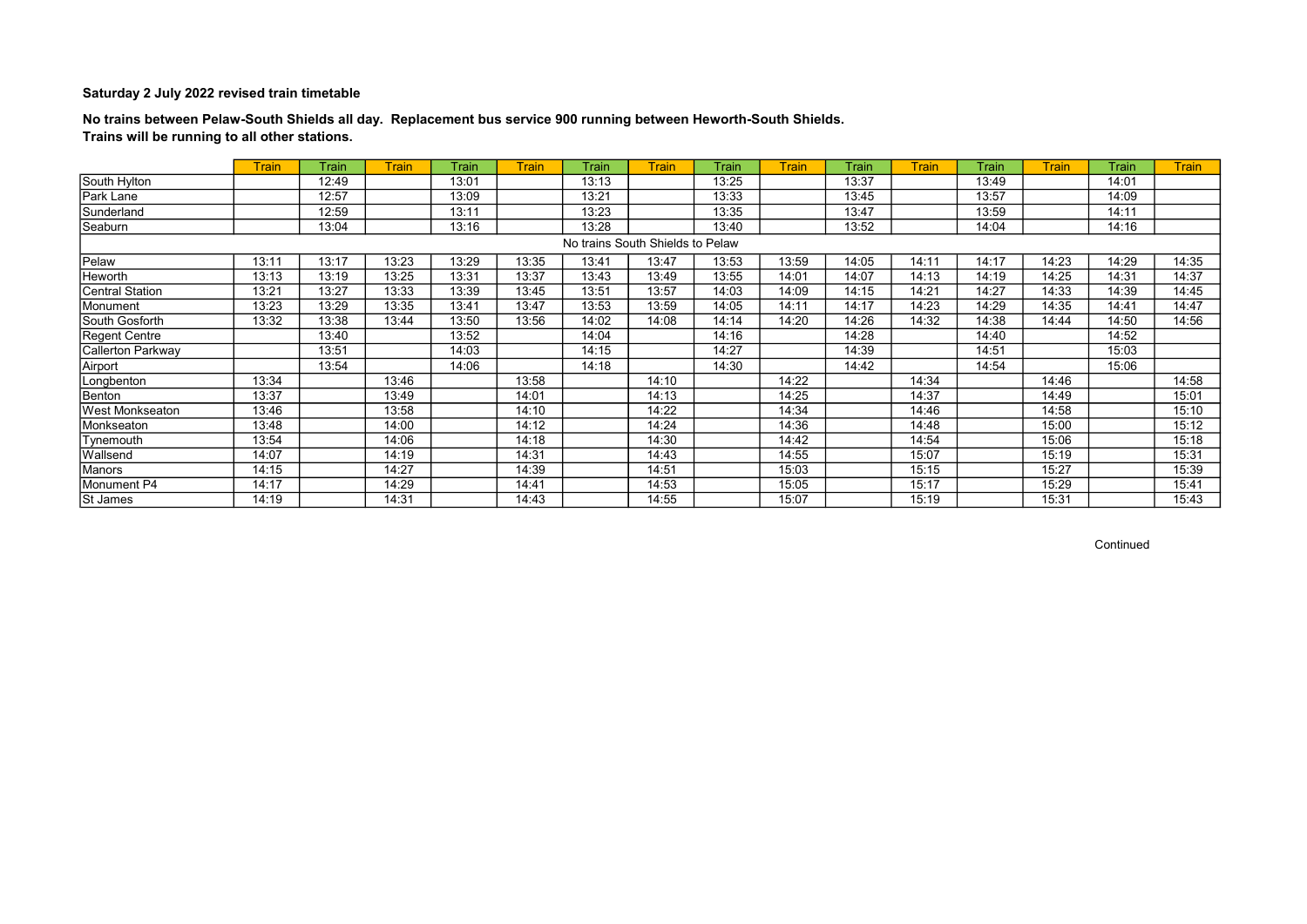**Saturday 2 July 2022 revised train timetable**

**No trains between Pelaw-South Shields all day. Replacement bus service 900 running between Heworth-South Shields.**
**Trains will be running to all other stations.**

| | Train | Train | Train | Train | Train | Train | Train | Train | Train | Train | Train | Train | Train | Train | Train |
|---|---|---|---|---|---|---|---|---|---|---|---|---|---|---|---|
| South Hylton | | 12:49 | | 13:01 | | 13:13 | | 13:25 | | 13:37 | | 13:49 | | 14:01 | |
| Park Lane | | 12:57 | | 13:09 | | 13:21 | | 13:33 | | 13:45 | | 13:57 | | 14:09 | |
| Sunderland | | 12:59 | | 13:11 | | 13:23 | | 13:35 | | 13:47 | | 13:59 | | 14:11 | |
| Seaburn | | 13:04 | | 13:16 | | 13:28 | | 13:40 | | 13:52 | | 14:04 | | 14:16 | |
| No trains South Shields to Pelaw | | | | | | | | | | | | | | | |
| Pelaw | 13:11 | 13:17 | 13:23 | 13:29 | 13:35 | 13:41 | 13:47 | 13:53 | 13:59 | 14:05 | 14:11 | 14:17 | 14:23 | 14:29 | 14:35 |
| Heworth | 13:13 | 13:19 | 13:25 | 13:31 | 13:37 | 13:43 | 13:49 | 13:55 | 14:01 | 14:07 | 14:13 | 14:19 | 14:25 | 14:31 | 14:37 |
| Central Station | 13:21 | 13:27 | 13:33 | 13:39 | 13:45 | 13:51 | 13:57 | 14:03 | 14:09 | 14:15 | 14:21 | 14:27 | 14:33 | 14:39 | 14:45 |
| Monument | 13:23 | 13:29 | 13:35 | 13:41 | 13:47 | 13:53 | 13:59 | 14:05 | 14:11 | 14:17 | 14:23 | 14:29 | 14:35 | 14:41 | 14:47 |
| South Gosforth | 13:32 | 13:38 | 13:44 | 13:50 | 13:56 | 14:02 | 14:08 | 14:14 | 14:20 | 14:26 | 14:32 | 14:38 | 14:44 | 14:50 | 14:56 |
| Regent Centre | | 13:40 | | 13:52 | | 14:04 | | 14:16 | | 14:28 | | 14:40 | | 14:52 | |
| Callerton Parkway | | 13:51 | | 14:03 | | 14:15 | | 14:27 | | 14:39 | | 14:51 | | 15:03 | |
| Airport | | 13:54 | | 14:06 | | 14:18 | | 14:30 | | 14:42 | | 14:54 | | 15:06 | |
| Longbenton | 13:34 | | 13:46 | | 13:58 | | 14:10 | | 14:22 | | 14:34 | | 14:46 | | 14:58 |
| Benton | 13:37 | | 13:49 | | 14:01 | | 14:13 | | 14:25 | | 14:37 | | 14:49 | | 15:01 |
| West Monkseaton | 13:46 | | 13:58 | | 14:10 | | 14:22 | | 14:34 | | 14:46 | | 14:58 | | 15:10 |
| Monkseaton | 13:48 | | 14:00 | | 14:12 | | 14:24 | | 14:36 | | 14:48 | | 15:00 | | 15:12 |
| Tynemouth | 13:54 | | 14:06 | | 14:18 | | 14:30 | | 14:42 | | 14:54 | | 15:06 | | 15:18 |
| Wallsend | 14:07 | | 14:19 | | 14:31 | | 14:43 | | 14:55 | | 15:07 | | 15:19 | | 15:31 |
| Manors | 14:15 | | 14:27 | | 14:39 | | 14:51 | | 15:03 | | 15:15 | | 15:27 | | 15:39 |
| Monument P4 | 14:17 | | 14:29 | | 14:41 | | 14:53 | | 15:05 | | 15:17 | | 15:29 | | 15:41 |
| St James | 14:19 | | 14:31 | | 14:43 | | 14:55 | | 15:07 | | 15:19 | | 15:31 | | 15:43 |

Continued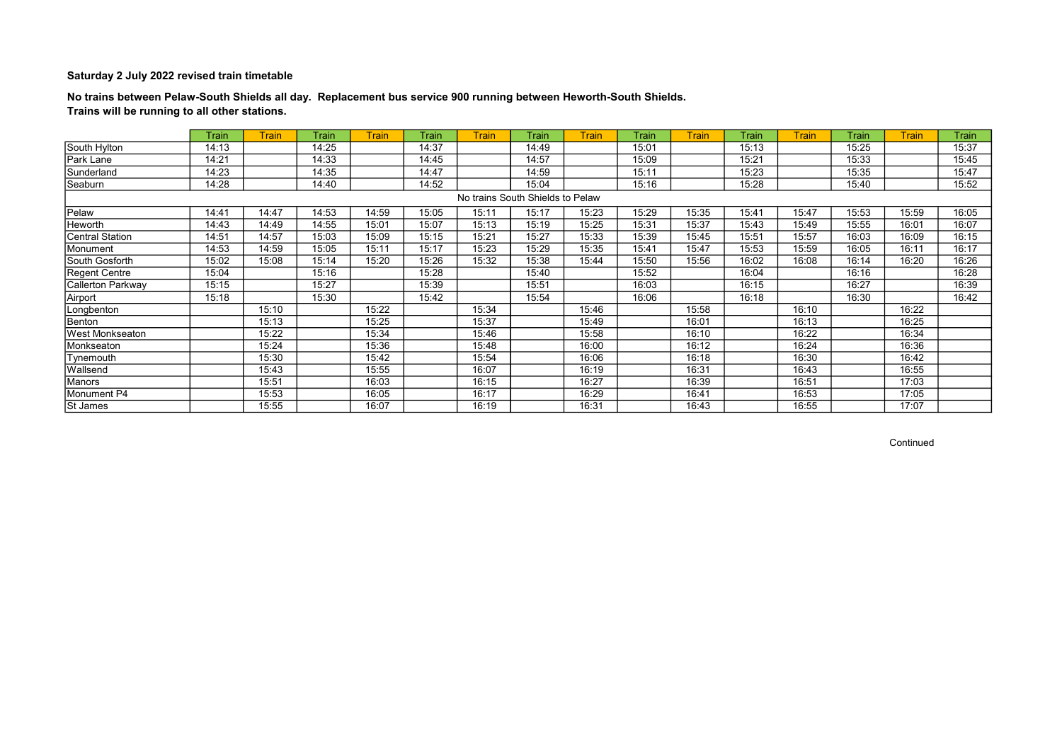**Saturday 2 July 2022 revised train timetable**

**No trains between Pelaw-South Shields all day. Replacement bus service 900 running between Heworth-South Shields.**
**Trains will be running to all other stations.**

| | Train | Train | Train | Train | Train | Train | Train | Train | Train | Train | Train | Train | Train | Train | Train |
|---|---|---|---|---|---|---|---|---|---|---|---|---|---|---|---|
| South Hylton | 14:13 | | 14:25 | | 14:37 | | 14:49 | | 15:01 | | 15:13 | | 15:25 | | 15:37 |
| Park Lane | 14:21 | | 14:33 | | 14:45 | | 14:57 | | 15:09 | | 15:21 | | 15:33 | | 15:45 |
| Sunderland | 14:23 | | 14:35 | | 14:47 | | 14:59 | | 15:11 | | 15:23 | | 15:35 | | 15:47 |
| Seaburn | 14:28 | | 14:40 | | 14:52 | | 15:04 | | 15:16 | | 15:28 | | 15:40 | | 15:52 |
| No trains South Shields to Pelaw | | | | | | | | | | | | | | | |
| Pelaw | 14:41 | 14:47 | 14:53 | 14:59 | 15:05 | 15:11 | 15:17 | 15:23 | 15:29 | 15:35 | 15:41 | 15:47 | 15:53 | 15:59 | 16:05 |
| Heworth | 14:43 | 14:49 | 14:55 | 15:01 | 15:07 | 15:13 | 15:19 | 15:25 | 15:31 | 15:37 | 15:43 | 15:49 | 15:55 | 16:01 | 16:07 |
| Central Station | 14:51 | 14:57 | 15:03 | 15:09 | 15:15 | 15:21 | 15:27 | 15:33 | 15:39 | 15:45 | 15:51 | 15:57 | 16:03 | 16:09 | 16:15 |
| Monument | 14:53 | 14:59 | 15:05 | 15:11 | 15:17 | 15:23 | 15:29 | 15:35 | 15:41 | 15:47 | 15:53 | 15:59 | 16:05 | 16:11 | 16:17 |
| South Gosforth | 15:02 | 15:08 | 15:14 | 15:20 | 15:26 | 15:32 | 15:38 | 15:44 | 15:50 | 15:56 | 16:02 | 16:08 | 16:14 | 16:20 | 16:26 |
| Regent Centre | 15:04 | | 15:16 | | 15:28 | | 15:40 | | 15:52 | | 16:04 | | 16:16 | | 16:28 |
| Callerton Parkway | 15:15 | | 15:27 | | 15:39 | | 15:51 | | 16:03 | | 16:15 | | 16:27 | | 16:39 |
| Airport | 15:18 | | 15:30 | | 15:42 | | 15:54 | | 16:06 | | 16:18 | | 16:30 | | 16:42 |
| Longbenton | | 15:10 | | 15:22 | | 15:34 | | 15:46 | | 15:58 | | 16:10 | | 16:22 | |
| Benton | | 15:13 | | 15:25 | | 15:37 | | 15:49 | | 16:01 | | 16:13 | | 16:25 | |
| West Monkseaton | | 15:22 | | 15:34 | | 15:46 | | 15:58 | | 16:10 | | 16:22 | | 16:34 | |
| Monkseaton | | 15:24 | | 15:36 | | 15:48 | | 16:00 | | 16:12 | | 16:24 | | 16:36 | |
| Tynemouth | | 15:30 | | 15:42 | | 15:54 | | 16:06 | | 16:18 | | 16:30 | | 16:42 | |
| Wallsend | | 15:43 | | 15:55 | | 16:07 | | 16:19 | | 16:31 | | 16:43 | | 16:55 | |
| Manors | | 15:51 | | 16:03 | | 16:15 | | 16:27 | | 16:39 | | 16:51 | | 17:03 | |
| Monument P4 | | 15:53 | | 16:05 | | 16:17 | | 16:29 | | 16:41 | | 16:53 | | 17:05 | |
| St James | | 15:55 | | 16:07 | | 16:19 | | 16:31 | | 16:43 | | 16:55 | | 17:07 | |

Continued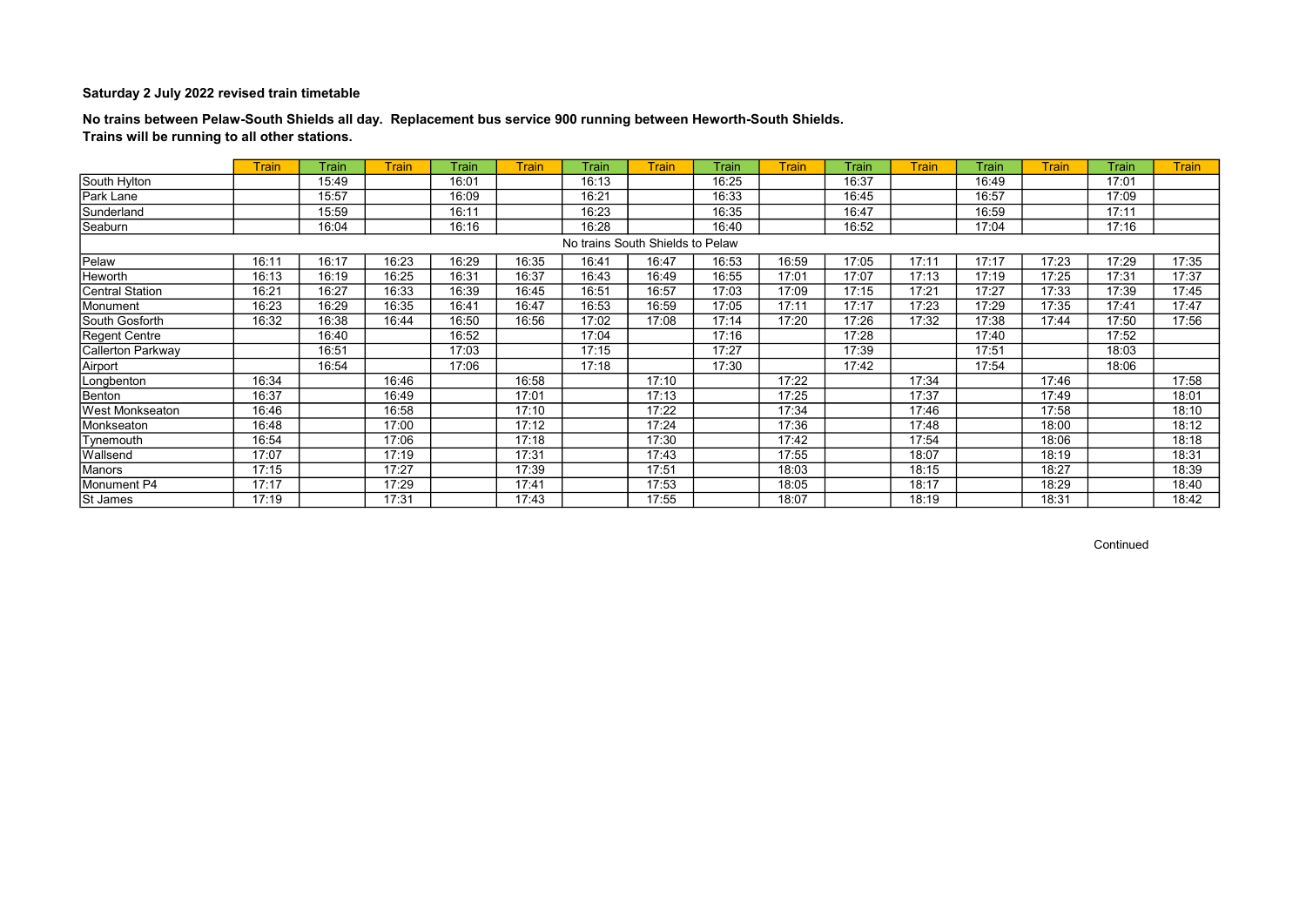**Saturday 2 July 2022 revised train timetable**

**No trains between Pelaw-South Shields all day. Replacement bus service 900 running between Heworth-South Shields.**
**Trains will be running to all other stations.**

| | Train | Train | Train | Train | Train | Train | Train | Train | Train | Train | Train | Train | Train | Train | Train |
|---|---|---|---|---|---|---|---|---|---|---|---|---|---|---|---|
| South Hylton | | 15:49 | | 16:01 | | 16:13 | | 16:25 | | 16:37 | | 16:49 | | 17:01 | |
| Park Lane | | 15:57 | | 16:09 | | 16:21 | | 16:33 | | 16:45 | | 16:57 | | 17:09 | |
| Sunderland | | 15:59 | | 16:11 | | 16:23 | | 16:35 | | 16:47 | | 16:59 | | 17:11 | |
| Seaburn | | 16:04 | | 16:16 | | 16:28 | | 16:40 | | 16:52 | | 17:04 | | 17:16 | |
| No trains South Shields to Pelaw | | | | | | | | | | | | | | | |
| Pelaw | 16:11 | 16:17 | 16:23 | 16:29 | 16:35 | 16:41 | 16:47 | 16:53 | 16:59 | 17:05 | 17:11 | 17:17 | 17:23 | 17:29 | 17:35 |
| Heworth | 16:13 | 16:19 | 16:25 | 16:31 | 16:37 | 16:43 | 16:49 | 16:55 | 17:01 | 17:07 | 17:13 | 17:19 | 17:25 | 17:31 | 17:37 |
| Central Station | 16:21 | 16:27 | 16:33 | 16:39 | 16:45 | 16:51 | 16:57 | 17:03 | 17:09 | 17:15 | 17:21 | 17:27 | 17:33 | 17:39 | 17:45 |
| Monument | 16:23 | 16:29 | 16:35 | 16:41 | 16:47 | 16:53 | 16:59 | 17:05 | 17:11 | 17:17 | 17:23 | 17:29 | 17:35 | 17:41 | 17:47 |
| South Gosforth | 16:32 | 16:38 | 16:44 | 16:50 | 16:56 | 17:02 | 17:08 | 17:14 | 17:20 | 17:26 | 17:32 | 17:38 | 17:44 | 17:50 | 17:56 |
| Regent Centre | | 16:40 | | 16:52 | | 17:04 | | 17:16 | | 17:28 | | 17:40 | | 17:52 | |
| Callerton Parkway | | 16:51 | | 17:03 | | 17:15 | | 17:27 | | 17:39 | | 17:51 | | 18:03 | |
| Airport | | 16:54 | | 17:06 | | 17:18 | | 17:30 | | 17:42 | | 17:54 | | 18:06 | |
| Longbenton | 16:34 | | 16:46 | | 16:58 | | 17:10 | | 17:22 | | 17:34 | | 17:46 | | 17:58 |
| Benton | 16:37 | | 16:49 | | 17:01 | | 17:13 | | 17:25 | | 17:37 | | 17:49 | | 18:01 |
| West Monkseaton | 16:46 | | 16:58 | | 17:10 | | 17:22 | | 17:34 | | 17:46 | | 17:58 | | 18:10 |
| Monkseaton | 16:48 | | 17:00 | | 17:12 | | 17:24 | | 17:36 | | 17:48 | | 18:00 | | 18:12 |
| Tynemouth | 16:54 | | 17:06 | | 17:18 | | 17:30 | | 17:42 | | 17:54 | | 18:06 | | 18:18 |
| Wallsend | 17:07 | | 17:19 | | 17:31 | | 17:43 | | 17:55 | | 18:07 | | 18:19 | | 18:31 |
| Manors | 17:15 | | 17:27 | | 17:39 | | 17:51 | | 18:03 | | 18:15 | | 18:27 | | 18:39 |
| Monument P4 | 17:17 | | 17:29 | | 17:41 | | 17:53 | | 18:05 | | 18:17 | | 18:29 | | 18:40 |
| St James | 17:19 | | 17:31 | | 17:43 | | 17:55 | | 18:07 | | 18:19 | | 18:31 | | 18:42 |

Continued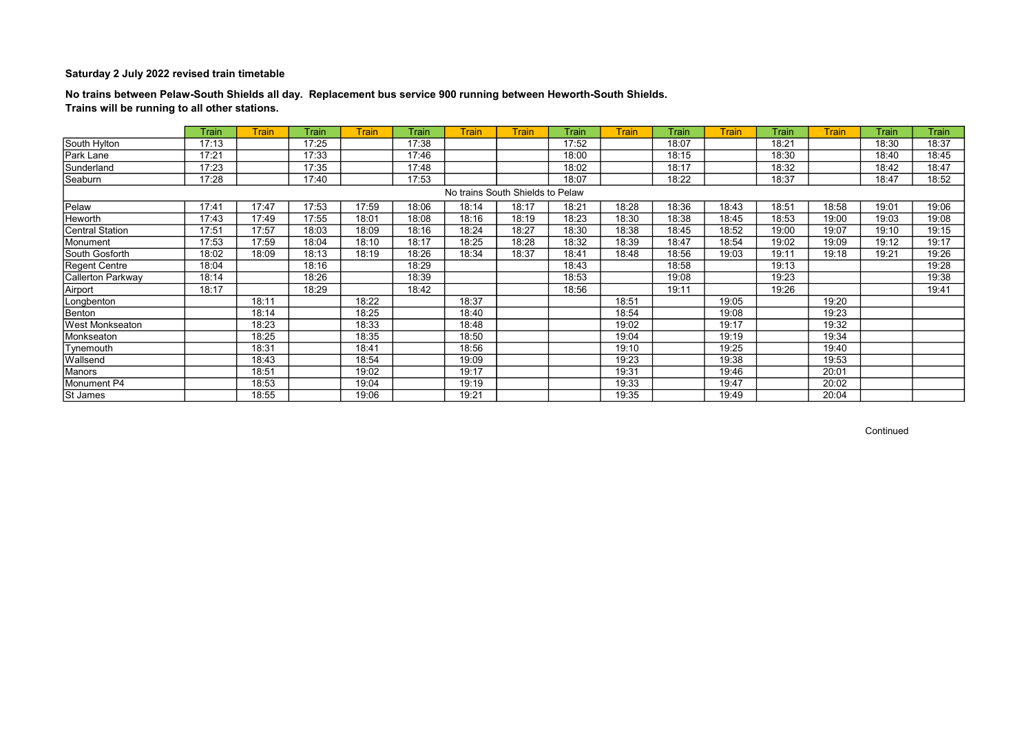**Saturday 2 July 2022 revised train timetable**

**No trains between Pelaw-South Shields all day. Replacement bus service 900 running between Heworth-South Shields.**
**Trains will be running to all other stations.**

| | Train | Train | Train | Train | Train | Train | Train | Train | Train | Train | Train | Train | Train | Train | Train |
|---|---|---|---|---|---|---|---|---|---|---|---|---|---|---|---|
| South Hylton | 17:13 | | 17:25 | | 17:38 | | | 17:52 | | 18:07 | | 18:21 | | 18:30 | 18:37 |
| Park Lane | 17:21 | | 17:33 | | 17:46 | | | 18:00 | | 18:15 | | 18:30 | | 18:40 | 18:45 |
| Sunderland | 17:23 | | 17:35 | | 17:48 | | | 18:02 | | 18:17 | | 18:32 | | 18:42 | 18:47 |
| Seaburn | 17:28 | | 17:40 | | 17:53 | | | 18:07 | | 18:22 | | 18:37 | | 18:47 | 18:52 |
| No trains South Shields to Pelaw | | | | | | | | | | | | | | | |
| Pelaw | 17:41 | 17:47 | 17:53 | 17:59 | 18:06 | 18:14 | 18:17 | 18:21 | 18:28 | 18:36 | 18:43 | 18:51 | 18:58 | 19:01 | 19:06 |
| Heworth | 17:43 | 17:49 | 17:55 | 18:01 | 18:08 | 18:16 | 18:19 | 18:23 | 18:30 | 18:38 | 18:45 | 18:53 | 19:00 | 19:03 | 19:08 |
| Central Station | 17:51 | 17:57 | 18:03 | 18:09 | 18:16 | 18:24 | 18:27 | 18:30 | 18:38 | 18:45 | 18:52 | 19:00 | 19:07 | 19:10 | 19:15 |
| Monument | 17:53 | 17:59 | 18:04 | 18:10 | 18:17 | 18:25 | 18:28 | 18:32 | 18:39 | 18:47 | 18:54 | 19:02 | 19:09 | 19:12 | 19:17 |
| South Gosforth | 18:02 | 18:09 | 18:13 | 18:19 | 18:26 | 18:34 | 18:37 | 18:41 | 18:48 | 18:56 | 19:03 | 19:11 | 19:18 | 19:21 | 19:26 |
| Regent Centre | 18:04 | | 18:16 | | 18:29 | | | 18:43 | | 18:58 | | 19:13 | | | 19:28 |
| Callerton Parkway | 18:14 | | 18:26 | | 18:39 | | | 18:53 | | 19:08 | | 19:23 | | | 19:38 |
| Airport | 18:17 | | 18:29 | | 18:42 | | | 18:56 | | 19:11 | | 19:26 | | | 19:41 |
| Longbenton | | 18:11 | | 18:22 | | 18:37 | | | 18:51 | | 19:05 | | 19:20 | | |
| Benton | | 18:14 | | 18:25 | | 18:40 | | | 18:54 | | 19:08 | | 19:23 | | |
| West Monkseaton | | 18:23 | | 18:33 | | 18:48 | | | 19:02 | | 19:17 | | 19:32 | | |
| Monkseaton | | 18:25 | | 18:35 | | 18:50 | | | 19:04 | | 19:19 | | 19:34 | | |
| Tynemouth | | 18:31 | | 18:41 | | 18:56 | | | 19:10 | | 19:25 | | 19:40 | | |
| Wallsend | | 18:43 | | 18:54 | | 19:09 | | | 19:23 | | 19:38 | | 19:53 | | |
| Manors | | 18:51 | | 19:02 | | 19:17 | | | 19:31 | | 19:46 | | 20:01 | | |
| Monument P4 | | 18:53 | | 19:04 | | 19:19 | | | 19:33 | | 19:47 | | 20:02 | | |
| St James | | 18:55 | | 19:06 | | 19:21 | | | 19:35 | | 19:49 | | 20:04 | | |

Continued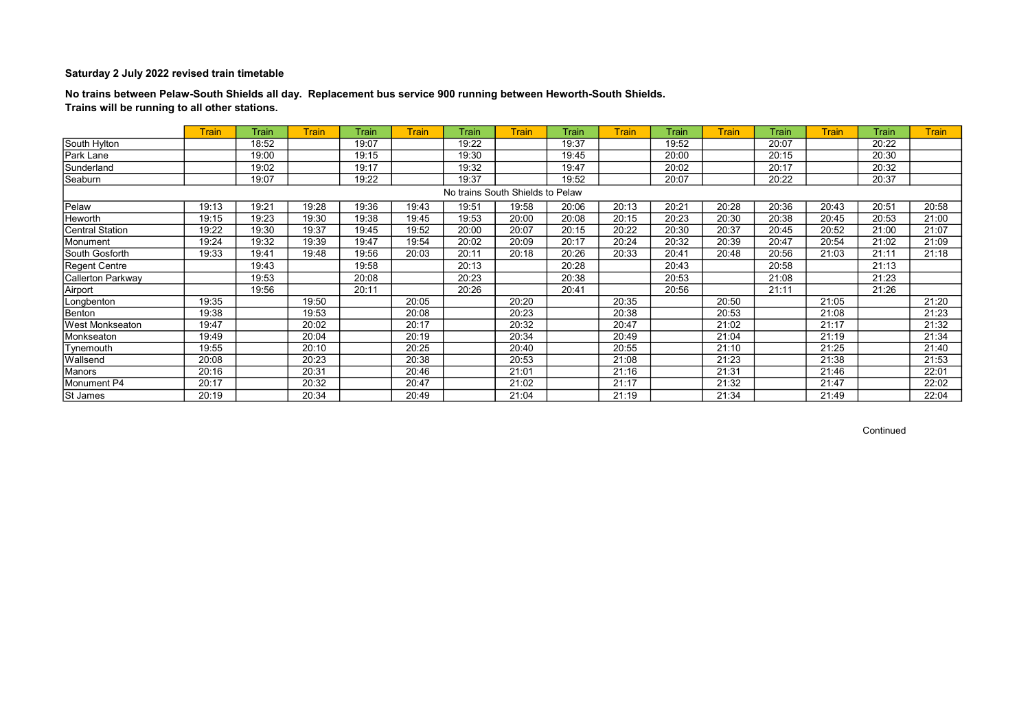**Saturday 2 July 2022 revised train timetable**

**No trains between Pelaw-South Shields all day. Replacement bus service 900 running between Heworth-South Shields.**
**Trains will be running to all other stations.**

| | Train | Train | Train | Train | Train | Train | Train | Train | Train | Train | Train | Train | Train | Train | Train |
|---|---|---|---|---|---|---|---|---|---|---|---|---|---|---|---|
| South Hylton | | 18:52 | | 19:07 | | 19:22 | | 19:37 | | 19:52 | | 20:07 | | 20:22 | |
| Park Lane | | 19:00 | | 19:15 | | 19:30 | | 19:45 | | 20:00 | | 20:15 | | 20:30 | |
| Sunderland | | 19:02 | | 19:17 | | 19:32 | | 19:47 | | 20:02 | | 20:17 | | 20:32 | |
| Seaburn | | 19:07 | | 19:22 | | 19:37 | | 19:52 | | 20:07 | | 20:22 | | 20:37 | |
| No trains South Shields to Pelaw | | | | | | | | | | | | | | | |
| Pelaw | 19:13 | 19:21 | 19:28 | 19:36 | 19:43 | 19:51 | 19:58 | 20:06 | 20:13 | 20:21 | 20:28 | 20:36 | 20:43 | 20:51 | 20:58 |
| Heworth | 19:15 | 19:23 | 19:30 | 19:38 | 19:45 | 19:53 | 20:00 | 20:08 | 20:15 | 20:23 | 20:30 | 20:38 | 20:45 | 20:53 | 21:00 |
| Central Station | 19:22 | 19:30 | 19:37 | 19:45 | 19:52 | 20:00 | 20:07 | 20:15 | 20:22 | 20:30 | 20:37 | 20:45 | 20:52 | 21:00 | 21:07 |
| Monument | 19:24 | 19:32 | 19:39 | 19:47 | 19:54 | 20:02 | 20:09 | 20:17 | 20:24 | 20:32 | 20:39 | 20:47 | 20:54 | 21:02 | 21:09 |
| South Gosforth | 19:33 | 19:41 | 19:48 | 19:56 | 20:03 | 20:11 | 20:18 | 20:26 | 20:33 | 20:41 | 20:48 | 20:56 | 21:03 | 21:11 | 21:18 |
| Regent Centre | | 19:43 | | 19:58 | | 20:13 | | 20:28 | | 20:43 | | 20:58 | | 21:13 | |
| Callerton Parkway | | 19:53 | | 20:08 | | 20:23 | | 20:38 | | 20:53 | | 21:08 | | 21:23 | |
| Airport | | 19:56 | | 20:11 | | 20:26 | | 20:41 | | 20:56 | | 21:11 | | 21:26 | |
| Longbenton | 19:35 | | 19:50 | | 20:05 | | 20:20 | | 20:35 | | 20:50 | | 21:05 | | 21:20 |
| Benton | 19:38 | | 19:53 | | 20:08 | | 20:23 | | 20:38 | | 20:53 | | 21:08 | | 21:23 |
| West Monkseaton | 19:47 | | 20:02 | | 20:17 | | 20:32 | | 20:47 | | 21:02 | | 21:17 | | 21:32 |
| Monkseaton | 19:49 | | 20:04 | | 20:19 | | 20:34 | | 20:49 | | 21:04 | | 21:19 | | 21:34 |
| Tynemouth | 19:55 | | 20:10 | | 20:25 | | 20:40 | | 20:55 | | 21:10 | | 21:25 | | 21:40 |
| Wallsend | 20:08 | | 20:23 | | 20:38 | | 20:53 | | 21:08 | | 21:23 | | 21:38 | | 21:53 |
| Manors | 20:16 | | 20:31 | | 20:46 | | 21:01 | | 21:16 | | 21:31 | | 21:46 | | 22:01 |
| Monument P4 | 20:17 | | 20:32 | | 20:47 | | 21:02 | | 21:17 | | 21:32 | | 21:47 | | 22:02 |
| St James | 20:19 | | 20:34 | | 20:49 | | 21:04 | | 21:19 | | 21:34 | | 21:49 | | 22:04 |

Continued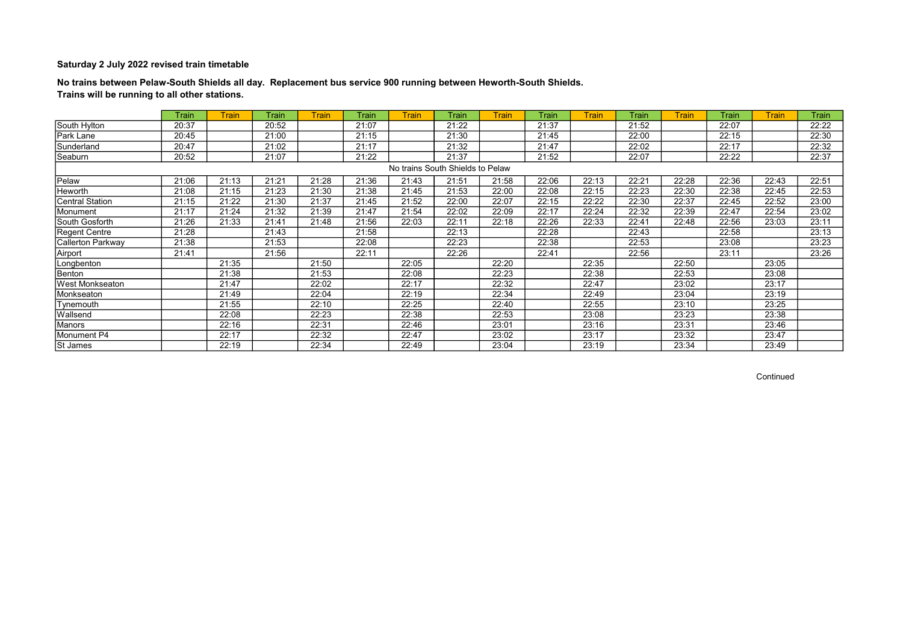**Saturday 2 July 2022 revised train timetable**

**No trains between Pelaw-South Shields all day. Replacement bus service 900 running between Heworth-South Shields.**
**Trains will be running to all other stations.**

| | Train | Train | Train | Train | Train | Train | Train | Train | Train | Train | Train | Train | Train | Train | Train |
|---|---|---|---|---|---|---|---|---|---|---|---|---|---|---|---|
| South Hylton | 20:37 | | 20:52 | | 21:07 | | 21:22 | | 21:37 | | 21:52 | | 22:07 | | 22:22 |
| Park Lane | 20:45 | | 21:00 | | 21:15 | | 21:30 | | 21:45 | | 22:00 | | 22:15 | | 22:30 |
| Sunderland | 20:47 | | 21:02 | | 21:17 | | 21:32 | | 21:47 | | 22:02 | | 22:17 | | 22:32 |
| Seaburn | 20:52 | | 21:07 | | 21:22 | | 21:37 | | 21:52 | | 22:07 | | 22:22 | | 22:37 |
| No trains South Shields to Pelaw | | | | | | | | | | | | | | | |
| Pelaw | 21:06 | 21:13 | 21:21 | 21:28 | 21:36 | 21:43 | 21:51 | 21:58 | 22:06 | 22:13 | 22:21 | 22:28 | 22:36 | 22:43 | 22:51 |
| Heworth | 21:08 | 21:15 | 21:23 | 21:30 | 21:38 | 21:45 | 21:53 | 22:00 | 22:08 | 22:15 | 22:23 | 22:30 | 22:38 | 22:45 | 22:53 |
| Central Station | 21:15 | 21:22 | 21:30 | 21:37 | 21:45 | 21:52 | 22:00 | 22:07 | 22:15 | 22:22 | 22:30 | 22:37 | 22:45 | 22:52 | 23:00 |
| Monument | 21:17 | 21:24 | 21:32 | 21:39 | 21:47 | 21:54 | 22:02 | 22:09 | 22:17 | 22:24 | 22:32 | 22:39 | 22:47 | 22:54 | 23:02 |
| South Gosforth | 21:26 | 21:33 | 21:41 | 21:48 | 21:56 | 22:03 | 22:11 | 22:18 | 22:26 | 22:33 | 22:41 | 22:48 | 22:56 | 23:03 | 23:11 |
| Regent Centre | 21:28 | | 21:43 | | 21:58 | | 22:13 | | 22:28 | | 22:43 | | 22:58 | | 23:13 |
| Callerton Parkway | 21:38 | | 21:53 | | 22:08 | | 22:23 | | 22:38 | | 22:53 | | 23:08 | | 23:23 |
| Airport | 21:41 | | 21:56 | | 22:11 | | 22:26 | | 22:41 | | 22:56 | | 23:11 | | 23:26 |
| Longbenton | | 21:35 | | 21:50 | | 22:05 | | 22:20 | | 22:35 | | 22:50 | | 23:05 | |
| Benton | | 21:38 | | 21:53 | | 22:08 | | 22:23 | | 22:38 | | 22:53 | | 23:08 | |
| West Monkseaton | | 21:47 | | 22:02 | | 22:17 | | 22:32 | | 22:47 | | 23:02 | | 23:17 | |
| Monkseaton | | 21:49 | | 22:04 | | 22:19 | | 22:34 | | 22:49 | | 23:04 | | 23:19 | |
| Tynemouth | | 21:55 | | 22:10 | | 22:25 | | 22:40 | | 22:55 | | 23:10 | | 23:25 | |
| Wallsend | | 22:08 | | 22:23 | | 22:38 | | 22:53 | | 23:08 | | 23:23 | | 23:38 | |
| Manors | | 22:16 | | 22:31 | | 22:46 | | 23:01 | | 23:16 | | 23:31 | | 23:46 | |
| Monument P4 | | 22:17 | | 22:32 | | 22:47 | | 23:02 | | 23:17 | | 23:32 | | 23:47 | |
| St James | | 22:19 | | 22:34 | | 22:49 | | 23:04 | | 23:19 | | 23:34 | | 23:49 | |

Continued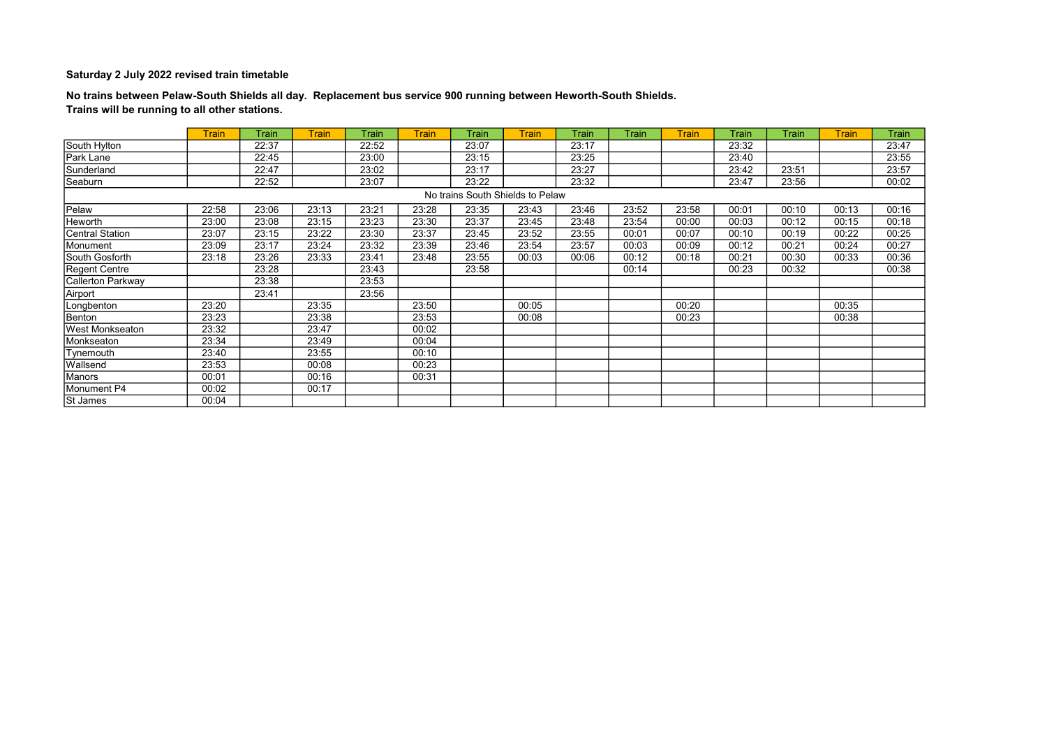**Saturday 2 July 2022 revised train timetable**

**No trains between Pelaw-South Shields all day. Replacement bus service 900 running between Heworth-South Shields.**
**Trains will be running to all other stations.**

| | Train | Train | Train | Train | Train | Train | Train | Train | Train | Train | Train | Train | Train | Train |
|---|---|---|---|---|---|---|---|---|---|---|---|---|---|---|
| South Hylton | | 22:37 | | 22:52 | | 23:07 | | 23:17 | | | 23:32 | | | 23:47 |
| Park Lane | | 22:45 | | 23:00 | | 23:15 | | 23:25 | | | 23:40 | | | 23:55 |
| Sunderland | | 22:47 | | 23:02 | | 23:17 | | 23:27 | | | 23:42 | 23:51 | | 23:57 |
| Seaburn | | 22:52 | | 23:07 | | 23:22 | | 23:32 | | | 23:47 | 23:56 | | 00:02 |
| No trains South Shields to Pelaw | | | | | | | | | | | | | | |
| Pelaw | 22:58 | 23:06 | 23:13 | 23:21 | 23:28 | 23:35 | 23:43 | 23:46 | 23:52 | 23:58 | 00:01 | 00:10 | 00:13 | 00:16 |
| Heworth | 23:00 | 23:08 | 23:15 | 23:23 | 23:30 | 23:37 | 23:45 | 23:48 | 23:54 | 00:00 | 00:03 | 00:12 | 00:15 | 00:18 |
| Central Station | 23:07 | 23:15 | 23:22 | 23:30 | 23:37 | 23:45 | 23:52 | 23:55 | 00:01 | 00:07 | 00:10 | 00:19 | 00:22 | 00:25 |
| Monument | 23:09 | 23:17 | 23:24 | 23:32 | 23:39 | 23:46 | 23:54 | 23:57 | 00:03 | 00:09 | 00:12 | 00:21 | 00:24 | 00:27 |
| South Gosforth | 23:18 | 23:26 | 23:33 | 23:41 | 23:48 | 23:55 | 00:03 | 00:06 | 00:12 | 00:18 | 00:21 | 00:30 | 00:33 | 00:36 |
| Regent Centre | | 23:28 | | 23:43 | | 23:58 | | | 00:14 | | 00:23 | 00:32 | | 00:38 |
| Callerton Parkway | | 23:38 | | 23:53 | | | | | | | | | | |
| Airport | | 23:41 | | 23:56 | | | | | | | | | | |
| Longbenton | 23:20 | | 23:35 | | 23:50 | | 00:05 | | | 00:20 | | | 00:35 | |
| Benton | 23:23 | | 23:38 | | 23:53 | | 00:08 | | | 00:23 | | | 00:38 | |
| West Monkseaton | 23:32 | | 23:47 | | 00:02 | | | | | | | | | |
| Monkseaton | 23:34 | | 23:49 | | 00:04 | | | | | | | | | |
| Tynemouth | 23:40 | | 23:55 | | 00:10 | | | | | | | | | |
| Wallsend | 23:53 | | 00:08 | | 00:23 | | | | | | | | | |
| Manors | 00:01 | | 00:16 | | 00:31 | | | | | | | | | |
| Monument P4 | 00:02 | | 00:17 | | | | | | | | | | | |
| St James | 00:04 | | | | | | | | | | | | | |